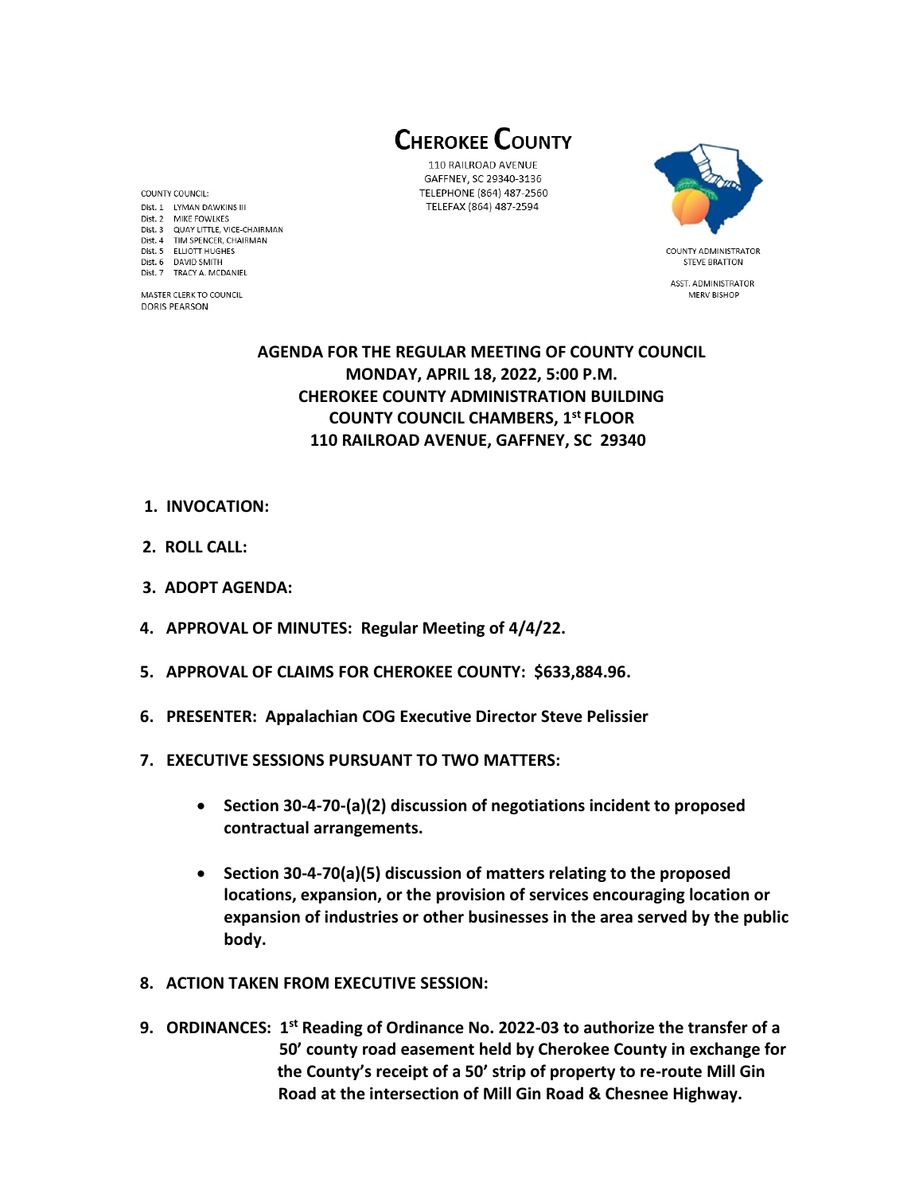# CHEROKEE COUNTY

110 RAILROAD AVENUE
GAFFNEY, SC 29340-3136
TELEPHONE (864) 487-2560
TELEFAX (864) 487-2594

COUNTY COUNCIL:
Dist. 1 LYMAN DAWKINS III
Dist. 2 MIKE FOWLKES
Dist. 3 QUAY LITTLE, VICE-CHAIRMAN
Dist. 4 TIM SPENCER, CHAIRMAN
Dist. 5 ELLIOTT HUGHES
Dist. 6 DAVID SMITH
Dist. 7 TRACY A. MCDANIEL

MASTER CLERK TO COUNCIL
DORIS PEARSON

COUNTY ADMINISTRATOR
STEVE BRATTON

ASST. ADMINISTRATOR
MERV BISHOP

**AGENDA FOR THE REGULAR MEETING OF COUNTY COUNCIL**
**MONDAY, APRIL 18, 2022, 5:00 P.M.**
**CHEROKEE COUNTY ADMINISTRATION BUILDING**
**COUNTY COUNCIL CHAMBERS, 1st FLOOR**
**110 RAILROAD AVENUE, GAFFNEY, SC 29340**

1. **INVOCATION:**

2. **ROLL CALL:**

3. **ADOPT AGENDA:**

4. **APPROVAL OF MINUTES: Regular Meeting of 4/4/22.**

5. **APPROVAL OF CLAIMS FOR CHEROKEE COUNTY: $633,884.96.**

6. **PRESENTER: Appalachian COG Executive Director Steve Pelissier**

7. **EXECUTIVE SESSIONS PURSUANT TO TWO MATTERS:**
   - **Section 30-4-70-(a)(2) discussion of negotiations incident to proposed contractual arrangements.**
   - **Section 30-4-70(a)(5) discussion of matters relating to the proposed locations, expansion, or the provision of services encouraging location or expansion of industries or other businesses in the area served by the public body.**

8. **ACTION TAKEN FROM EXECUTIVE SESSION:**

9. **ORDINANCES: 1st Reading of Ordinance No. 2022-03 to authorize the transfer of a 50' county road easement held by Cherokee County in exchange for the County's receipt of a 50' strip of property to re-route Mill Gin Road at the intersection of Mill Gin Road & Chesnee Highway.**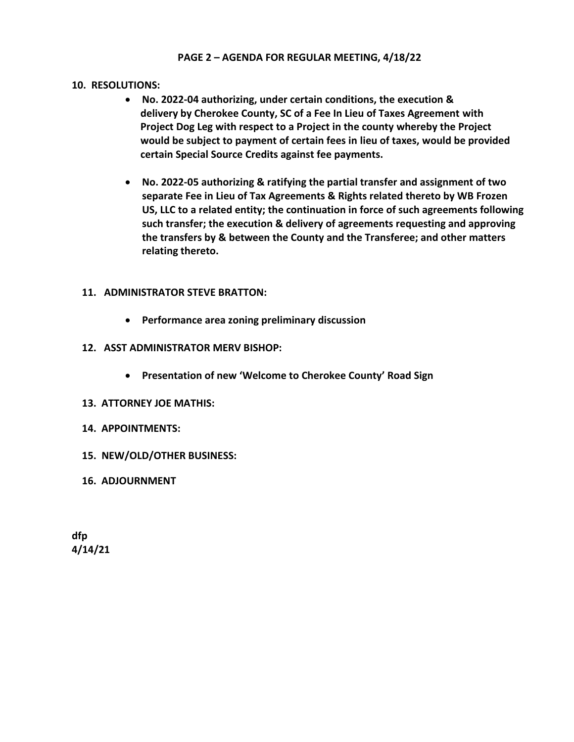**PAGE 2 – AGENDA FOR REGULAR MEETING, 4/18/22**

**10. RESOLUTIONS:**

- **No. 2022-04 authorizing, under certain conditions, the execution & delivery by Cherokee County, SC of a Fee In Lieu of Taxes Agreement with Project Dog Leg with respect to a Project in the county whereby the Project would be subject to payment of certain fees in lieu of taxes, would be provided certain Special Source Credits against fee payments.**

- **No. 2022-05 authorizing & ratifying the partial transfer and assignment of two separate Fee in Lieu of Tax Agreements & Rights related thereto by WB Frozen US, LLC to a related entity; the continuation in force of such agreements following such transfer; the execution & delivery of agreements requesting and approving the transfers by & between the County and the Transferee; and other matters relating thereto.**

**11. ADMINISTRATOR STEVE BRATTON:**

- **Performance area zoning preliminary discussion**

**12. ASST ADMINISTRATOR MERV BISHOP:**

- **Presentation of new 'Welcome to Cherokee County' Road Sign**

**13. ATTORNEY JOE MATHIS:**

**14. APPOINTMENTS:**

**15. NEW/OLD/OTHER BUSINESS:**

**16. ADJOURNMENT**

**dfp**
**4/14/21**